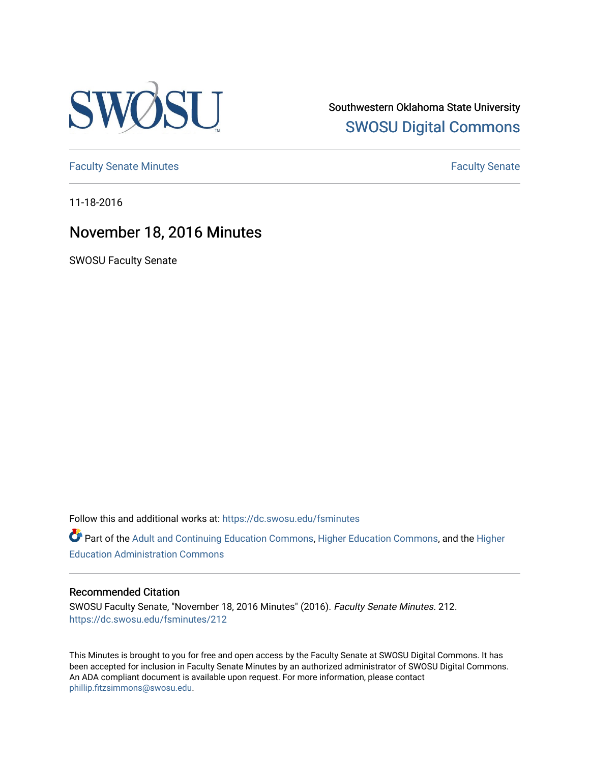Southwestern Oklahoma State University

SWOSU Digital Commons

Faculty Senate Minutes

Faculty Senate

11-18-2016

# November 18, 2016 Minutes

SWOSU Faculty Senate

Follow this and additional works at: https://dc.swosu.edu/fsminutes

Part of the Adult and Continuing Education Commons, Higher Education Commons, and the Higher Education Administration Commons

## Recommended Citation

SWOSU Faculty Senate, "November 18, 2016 Minutes" (2016). *Faculty Senate Minutes*. 212.
https://dc.swosu.edu/fsminutes/212

This Minutes is brought to you for free and open access by the Faculty Senate at SWOSU Digital Commons. It has been accepted for inclusion in Faculty Senate Minutes by an authorized administrator of SWOSU Digital Commons. An ADA compliant document is available upon request. For more information, please contact phillip.fitzsimmons@swosu.edu.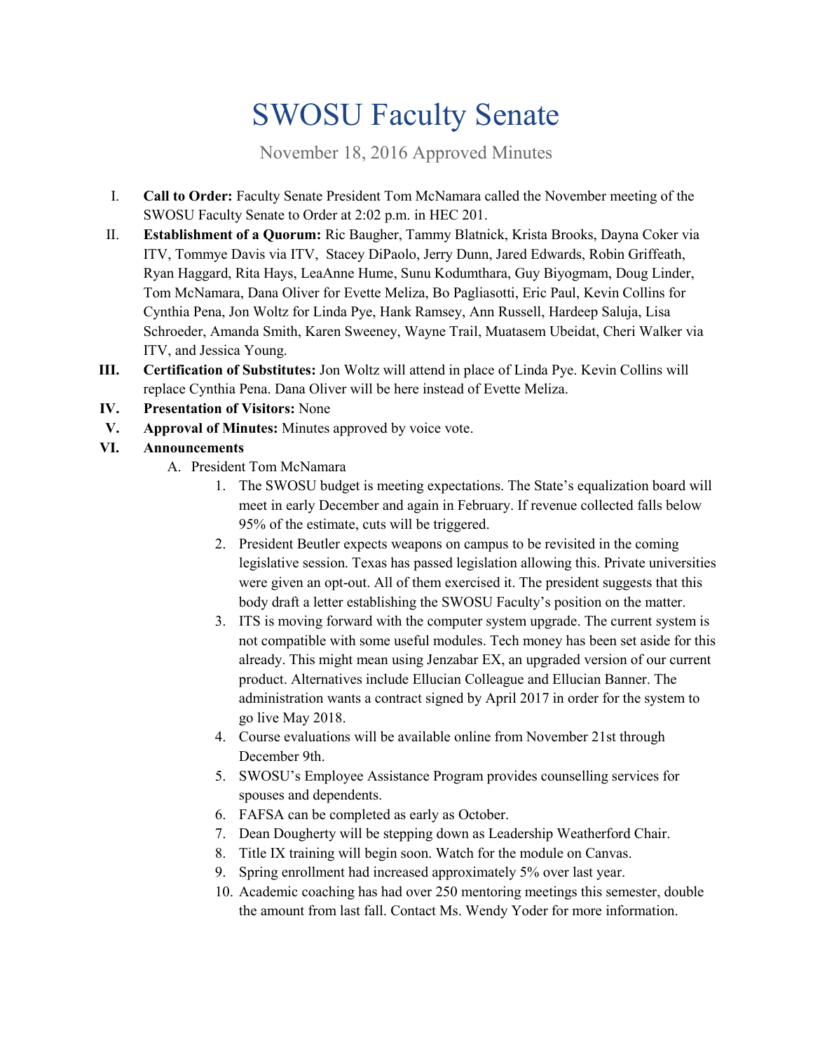# SWOSU Faculty Senate

November 18, 2016 Approved Minutes

I. **Call to Order:** Faculty Senate President Tom McNamara called the November meeting of the SWOSU Faculty Senate to Order at 2:02 p.m. in HEC 201.

II. **Establishment of a Quorum:** Ric Baugher, Tammy Blatnick, Krista Brooks, Dayna Coker via ITV, Tommye Davis via ITV, Stacey DiPaolo, Jerry Dunn, Jared Edwards, Robin Griffeath, Ryan Haggard, Rita Hays, LeaAnne Hume, Sunu Kodumthara, Guy Biyogmam, Doug Linder, Tom McNamara, Dana Oliver for Evette Meliza, Bo Pagliasotti, Eric Paul, Kevin Collins for Cynthia Pena, Jon Woltz for Linda Pye, Hank Ramsey, Ann Russell, Hardeep Saluja, Lisa Schroeder, Amanda Smith, Karen Sweeney, Wayne Trail, Muatasem Ubeidat, Cheri Walker via ITV, and Jessica Young.

III. **Certification of Substitutes:** Jon Woltz will attend in place of Linda Pye. Kevin Collins will replace Cynthia Pena. Dana Oliver will be here instead of Evette Meliza.

IV. **Presentation of Visitors:** None

V. **Approval of Minutes:** Minutes approved by voice vote.

VI. **Announcements**

A. President Tom McNamara

1. The SWOSU budget is meeting expectations. The State's equalization board will meet in early December and again in February. If revenue collected falls below 95% of the estimate, cuts will be triggered.
2. President Beutler expects weapons on campus to be revisited in the coming legislative session. Texas has passed legislation allowing this. Private universities were given an opt-out. All of them exercised it. The president suggests that this body draft a letter establishing the SWOSU Faculty's position on the matter.
3. ITS is moving forward with the computer system upgrade. The current system is not compatible with some useful modules. Tech money has been set aside for this already. This might mean using Jenzabar EX, an upgraded version of our current product. Alternatives include Ellucian Colleague and Ellucian Banner. The administration wants a contract signed by April 2017 in order for the system to go live May 2018.
4. Course evaluations will be available online from November 21st through December 9th.
5. SWOSU's Employee Assistance Program provides counselling services for spouses and dependents.
6. FAFSA can be completed as early as October.
7. Dean Dougherty will be stepping down as Leadership Weatherford Chair.
8. Title IX training will begin soon. Watch for the module on Canvas.
9. Spring enrollment had increased approximately 5% over last year.
10. Academic coaching has had over 250 mentoring meetings this semester, double the amount from last fall. Contact Ms. Wendy Yoder for more information.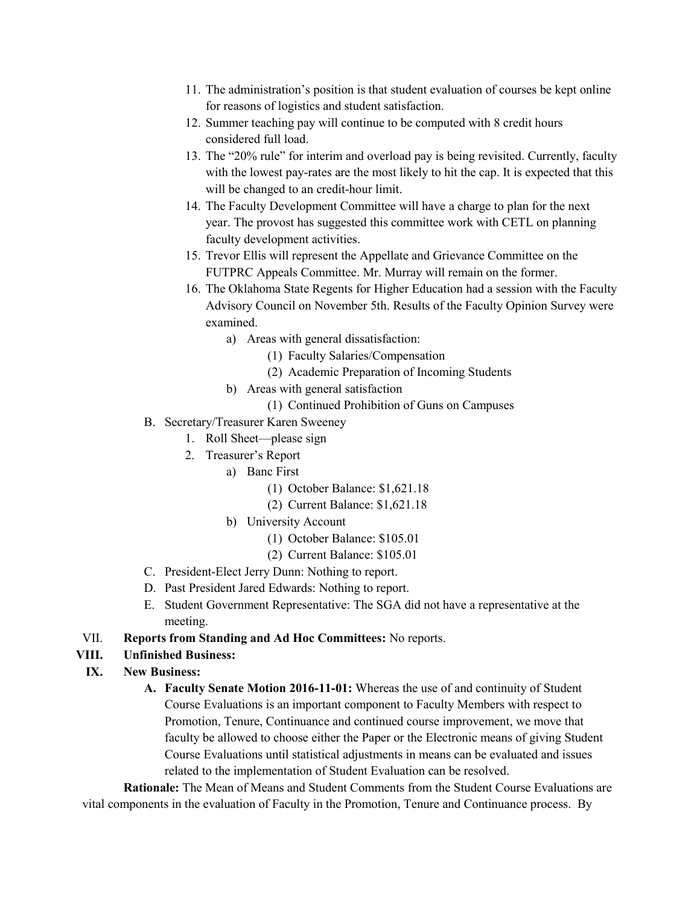11. The administration's position is that student evaluation of courses be kept online for reasons of logistics and student satisfaction.
12. Summer teaching pay will continue to be computed with 8 credit hours considered full load.
13. The "20% rule" for interim and overload pay is being revisited. Currently, faculty with the lowest pay-rates are the most likely to hit the cap. It is expected that this will be changed to an credit-hour limit.
14. The Faculty Development Committee will have a charge to plan for the next year. The provost has suggested this committee work with CETL on planning faculty development activities.
15. Trevor Ellis will represent the Appellate and Grievance Committee on the FUTPRC Appeals Committee. Mr. Murray will remain on the former.
16. The Oklahoma State Regents for Higher Education had a session with the Faculty Advisory Council on November 5th. Results of the Faculty Opinion Survey were examined.
    - a) Areas with general dissatisfaction:
        - (1) Faculty Salaries/Compensation
        - (2) Academic Preparation of Incoming Students
    - b) Areas with general satisfaction
        - (1) Continued Prohibition of Guns on Campuses

B. Secretary/Treasurer Karen Sweeney
1. Roll Sheet—please sign
2. Treasurer's Report
    - a) Banc First
        - (1) October Balance: $1,621.18
        - (2) Current Balance: $1,621.18
    - b) University Account
        - (1) October Balance: $105.01
        - (2) Current Balance: $105.01

C. President-Elect Jerry Dunn: Nothing to report.

D. Past President Jared Edwards: Nothing to report.

E. Student Government Representative: The SGA did not have a representative at the meeting.

VII. **Reports from Standing and Ad Hoc Committees:** No reports.

**VIII. Unfinished Business:**

**IX. New Business:**

**A. Faculty Senate Motion 2016-11-01:** Whereas the use of and continuity of Student Course Evaluations is an important component to Faculty Members with respect to Promotion, Tenure, Continuance and continued course improvement, we move that faculty be allowed to choose either the Paper or the Electronic means of giving Student Course Evaluations until statistical adjustments in means can be evaluated and issues related to the implementation of Student Evaluation can be resolved.

**Rationale:** The Mean of Means and Student Comments from the Student Course Evaluations are vital components in the evaluation of Faculty in the Promotion, Tenure and Continuance process. By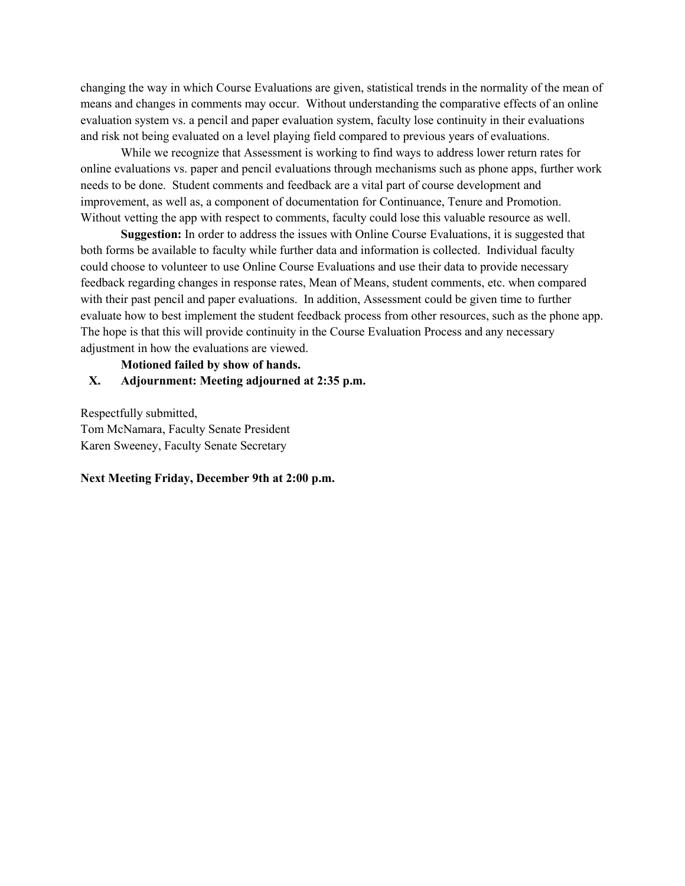changing the way in which Course Evaluations are given, statistical trends in the normality of the mean of means and changes in comments may occur. Without understanding the comparative effects of an online evaluation system vs. a pencil and paper evaluation system, faculty lose continuity in their evaluations and risk not being evaluated on a level playing field compared to previous years of evaluations.

While we recognize that Assessment is working to find ways to address lower return rates for online evaluations vs. paper and pencil evaluations through mechanisms such as phone apps, further work needs to be done. Student comments and feedback are a vital part of course development and improvement, as well as, a component of documentation for Continuance, Tenure and Promotion. Without vetting the app with respect to comments, faculty could lose this valuable resource as well.

**Suggestion:** In order to address the issues with Online Course Evaluations, it is suggested that both forms be available to faculty while further data and information is collected. Individual faculty could choose to volunteer to use Online Course Evaluations and use their data to provide necessary feedback regarding changes in response rates, Mean of Means, student comments, etc. when compared with their past pencil and paper evaluations. In addition, Assessment could be given time to further evaluate how to best implement the student feedback process from other resources, such as the phone app. The hope is that this will provide continuity in the Course Evaluation Process and any necessary adjustment in how the evaluations are viewed.

**Motioned failed by show of hands.**

**X. Adjournment: Meeting adjourned at 2:35 p.m.**

Respectfully submitted,
Tom McNamara, Faculty Senate President
Karen Sweeney, Faculty Senate Secretary

**Next Meeting Friday, December 9th at 2:00 p.m.**